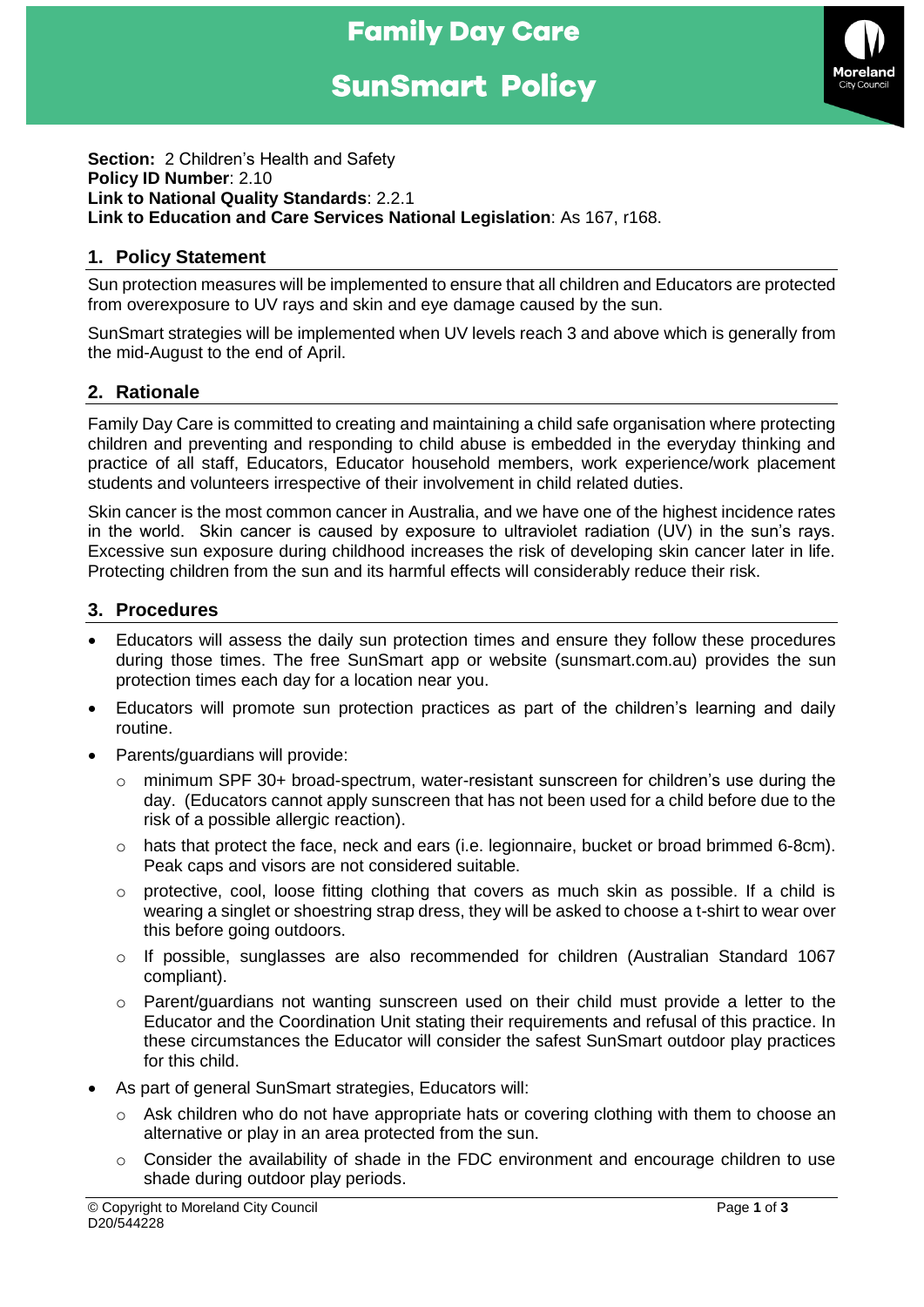# Family Day Care

# SunSmart Policy

**Section:** 2 Children's Health and Safety
**Policy ID Number**: 2.10
**Link to National Quality Standards**: 2.2.1
**Link to Education and Care Services National Legislation**: As 167, r168.

## 1. Policy Statement

Sun protection measures will be implemented to ensure that all children and Educators are protected from overexposure to UV rays and skin and eye damage caused by the sun.

SunSmart strategies will be implemented when UV levels reach 3 and above which is generally from the mid-August to the end of April.

## 2. Rationale

Family Day Care is committed to creating and maintaining a child safe organisation where protecting children and preventing and responding to child abuse is embedded in the everyday thinking and practice of all staff, Educators, Educator household members, work experience/work placement students and volunteers irrespective of their involvement in child related duties.

Skin cancer is the most common cancer in Australia, and we have one of the highest incidence rates in the world. Skin cancer is caused by exposure to ultraviolet radiation (UV) in the sun's rays. Excessive sun exposure during childhood increases the risk of developing skin cancer later in life. Protecting children from the sun and its harmful effects will considerably reduce their risk.

## 3. Procedures

- Educators will assess the daily sun protection times and ensure they follow these procedures during those times. The free SunSmart app or website (sunsmart.com.au) provides the sun protection times each day for a location near you.
- Educators will promote sun protection practices as part of the children's learning and daily routine.
- Parents/guardians will provide:
  - minimum SPF 30+ broad-spectrum, water-resistant sunscreen for children's use during the day. (Educators cannot apply sunscreen that has not been used for a child before due to the risk of a possible allergic reaction).
  - hats that protect the face, neck and ears (i.e. legionnaire, bucket or broad brimmed 6-8cm). Peak caps and visors are not considered suitable.
  - protective, cool, loose fitting clothing that covers as much skin as possible. If a child is wearing a singlet or shoestring strap dress, they will be asked to choose a t-shirt to wear over this before going outdoors.
  - If possible, sunglasses are also recommended for children (Australian Standard 1067 compliant).
  - Parent/guardians not wanting sunscreen used on their child must provide a letter to the Educator and the Coordination Unit stating their requirements and refusal of this practice. In these circumstances the Educator will consider the safest SunSmart outdoor play practices for this child.
- As part of general SunSmart strategies, Educators will:
  - Ask children who do not have appropriate hats or covering clothing with them to choose an alternative or play in an area protected from the sun.
  - Consider the availability of shade in the FDC environment and encourage children to use shade during outdoor play periods.

© Copyright to Moreland City Council
D20/544228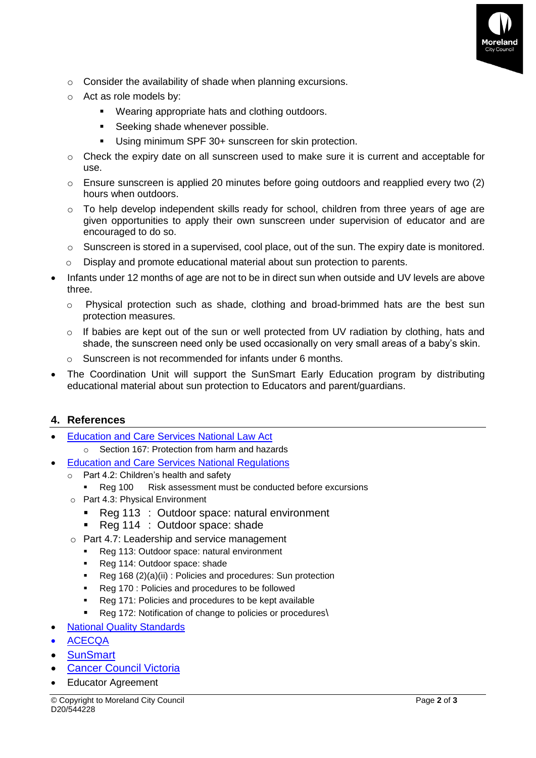- Consider the availability of shade when planning excursions.
    - Act as role models by:
        - Wearing appropriate hats and clothing outdoors.
        - Seeking shade whenever possible.
        - Using minimum SPF 30+ sunscreen for skin protection.
    - Check the expiry date on all sunscreen used to make sure it is current and acceptable for use.
    - Ensure sunscreen is applied 20 minutes before going outdoors and reapplied every two (2) hours when outdoors.
    - To help develop independent skills ready for school, children from three years of age are given opportunities to apply their own sunscreen under supervision of educator and are encouraged to do so.
    - Sunscreen is stored in a supervised, cool place, out of the sun. The expiry date is monitored.
    - Display and promote educational material about sun protection to parents.
- Infants under 12 months of age are not to be in direct sun when outside and UV levels are above three.
    - Physical protection such as shade, clothing and broad-brimmed hats are the best sun protection measures.
    - If babies are kept out of the sun or well protected from UV radiation by clothing, hats and shade, the sunscreen need only be used occasionally on very small areas of a baby's skin.
    - Sunscreen is not recommended for infants under 6 months.
- The Coordination Unit will support the SunSmart Early Education program by distributing educational material about sun protection to Educators and parent/guardians.

## 4. References

- Education and Care Services National Law Act
    - Section 167: Protection from harm and hazards
- Education and Care Services National Regulations
    - Part 4.2: Children's health and safety
        - Reg 100 Risk assessment must be conducted before excursions
    - Part 4.3: Physical Environment
        - Reg 113 : Outdoor space: natural environment
        - Reg 114 : Outdoor space: shade
    - Part 4.7: Leadership and service management
        - Reg 113: Outdoor space: natural environment
        - Reg 114: Outdoor space: shade
        - Reg 168 (2)(a)(ii) : Policies and procedures: Sun protection
        - Reg 170 : Policies and procedures to be followed
        - Reg 171: Policies and procedures to be kept available
        - Reg 172: Notification of change to policies or procedures\
- National Quality Standards
- ACECQA
- SunSmart
- Cancer Council Victoria
- Educator Agreement

© Copyright to Moreland City Council
D20/544228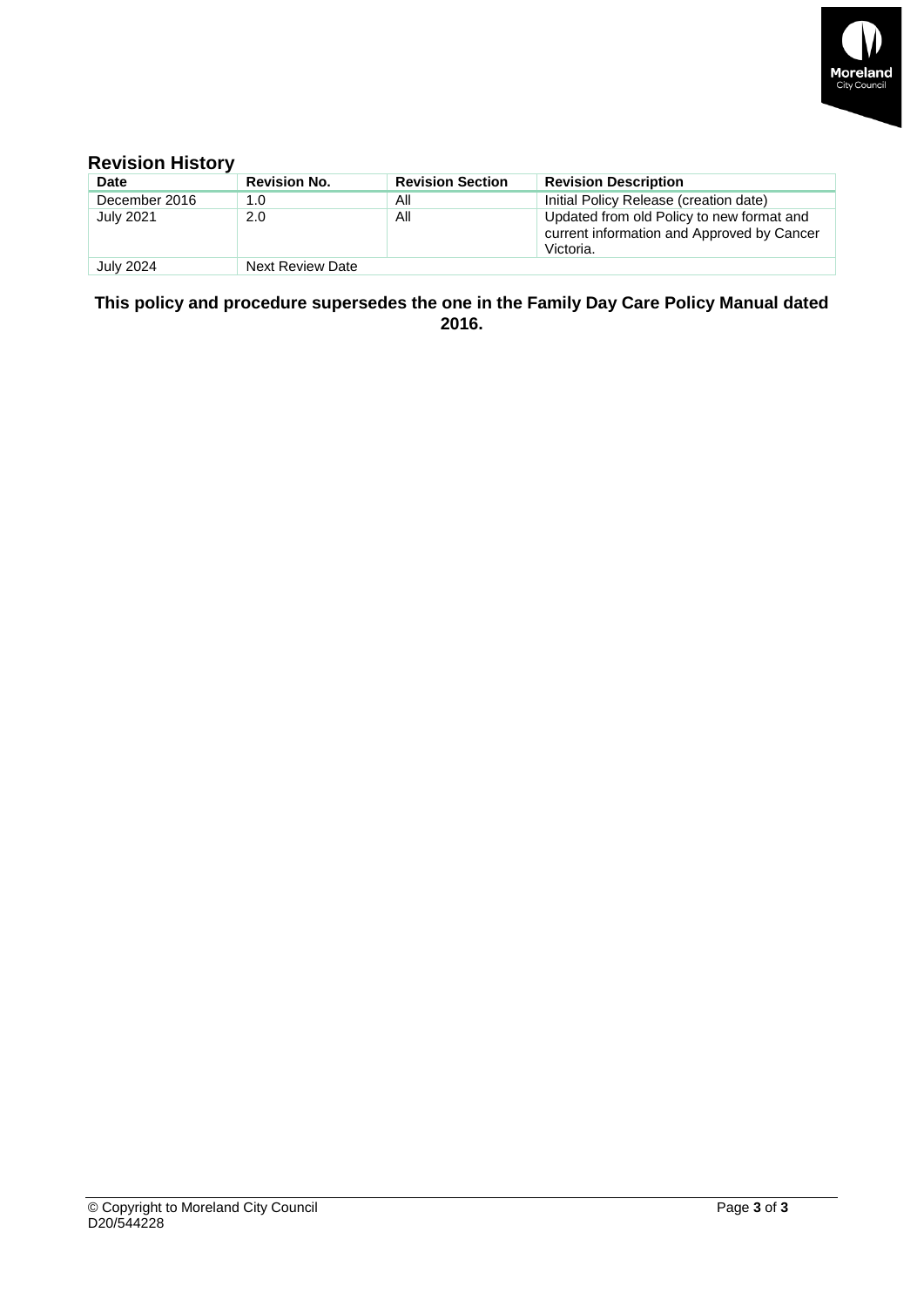## Revision History

| Date | Revision No. | Revision Section | Revision Description |
|---|---|---|---|
| December 2016 | 1.0 | All | Initial Policy Release (creation date) |
| July 2021 | 2.0 | All | Updated from old Policy to new format and current information and Approved by Cancer Victoria. |
| July 2024 | Next Review Date | | |

**This policy and procedure supersedes the one in the Family Day Care Policy Manual dated 2016.**

© Copyright to Moreland City Council
D20/544228